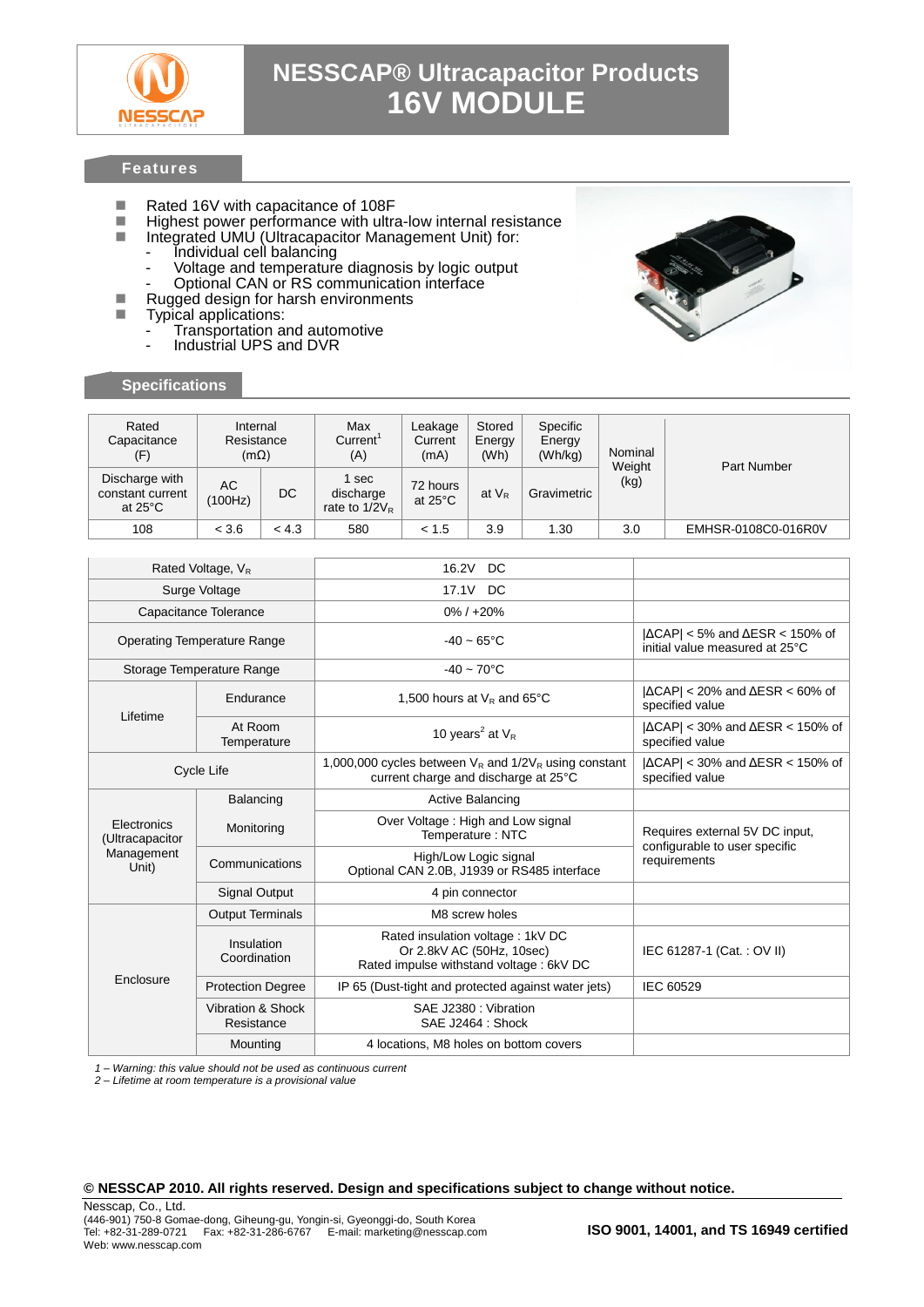# NESSCAP® Ultracapacitor Products
# 16V MODULE

## Features

- Rated 16V with capacitance of 108F
- Highest power performance with ultra-low internal resistance
- Integrated UMU (Ultracapacitor Management Unit) for:
  - Individual cell balancing
  - Voltage and temperature diagnosis by logic output
  - Optional CAN or RS communication interface
- Rugged design for harsh environments
- Typical applications:
  - Transportation and automotive
  - Industrial UPS and DVR

## Specifications

| Rated Capacitance (F) | Internal Resistance (mΩ) | | Max Current[1] (A) | Leakage Current (mA) | Stored Energy (Wh) | Specific Energy (Wh/kg) | Nominal Weight (kg) | Part Number |
|---|---|---|---|---|---|---|---|---|
| Discharge with constant current at 25°C | AC (100Hz) | DC | 1 sec discharge rate to $1/2V_R$ | 72 hours at 25°C | at $V_R$ | Gravimetric | | |
| 108 | < 3.6 | < 4.3 | 580 | < 1.5 | 3.9 | 1.30 | 3.0 | EMHSR-0108C0-016R0V |

| | | | |
|---|---|---|---|
| Rated Voltage, $V_R$ | | 16.2V DC | |
| Surge Voltage | | 17.1V DC | |
| Capacitance Tolerance | | 0% / +20% | |
| Operating Temperature Range | | -40 ~ 65°C | \|ΔCAP\| < 5% and ΔESR < 150% of initial value measured at 25°C |
| Storage Temperature Range | | -40 ~ 70°C | |
| Lifetime | Endurance | 1,500 hours at $V_R$ and 65°C | \|ΔCAP\| < 20% and ΔESR < 60% of specified value |
| | At Room Temperature | 10 years[2] at $V_R$ | \|ΔCAP\| < 30% and ΔESR < 150% of specified value |
| Cycle Life | | 1,000,000 cycles between $V_R$ and $1/2V_R$ using constant current charge and discharge at 25°C | \|ΔCAP\| < 30% and ΔESR < 150% of specified value |
| Electronics (Ultracapacitor Management Unit) | Balancing | Active Balancing | |
| | Monitoring | Over Voltage : High and Low signal<br>Temperature : NTC | Requires external 5V DC input, configurable to user specific requirements |
| | Communications | High/Low Logic signal<br>Optional CAN 2.0B, J1939 or RS485 interface | |
| | Signal Output | 4 pin connector | |
| Enclosure | Output Terminals | M8 screw holes | |
| | Insulation Coordination | Rated insulation voltage : 1kV DC<br>Or 2.8kV AC (50Hz, 10sec)<br>Rated impulse withstand voltage : 6kV DC | IEC 61287-1 (Cat. : OV II) |
| | Protection Degree | IP 65 (Dust-tight and protected against water jets) | IEC 60529 |
| | Vibration & Shock Resistance | SAE J2380 : Vibration<br>SAE J2464 : Shock | |
| | Mounting | 4 locations, M8 holes on bottom covers | |

*1 – Warning: this value should not be used as continuous current*
*2 – Lifetime at room temperature is a provisional value*

**© NESSCAP 2010. All rights reserved. Design and specifications subject to change without notice.**

Nesscap, Co., Ltd.
(446-901) 750-8 Gomae-dong, Giheung-gu, Yongin-si, Gyeonggi-do, South Korea
Tel: +82-31-289-0721 Fax: +82-31-286-6767 E-mail: marketing@nesscap.com
Web: www.nesscap.com

**ISO 9001, 14001, and TS 16949 certified**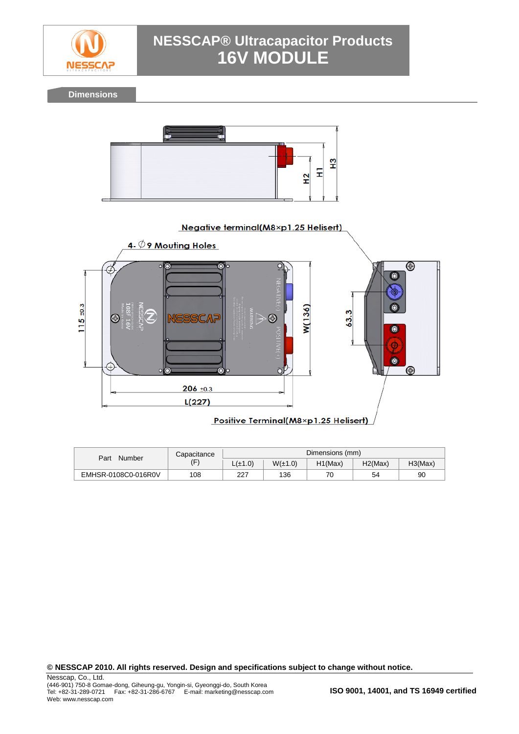# NESSCAP® Ultracapacitor Products
# 16V MODULE

## Dimensions

Negative terminal(M8×p1.25 Helisert)

4- ∅9 Mouting Holes

115 ±0.3

W(136)

63.3

206 ±0.3

L(227)

Positive Terminal(M8×p1.25 Helisert)

H2

H1

H3

| Part Number | Capacitance (F) | Dimensions (mm) | | | | |
|---|---|---|---|---|---|---|
| | | L(±1.0) | W(±1.0) | H1(Max) | H2(Max) | H3(Max) |
| EMHSR-0108C0-016R0V | 108 | 227 | 136 | 70 | 54 | 90 |

**© NESSCAP 2010. All rights reserved. Design and specifications subject to change without notice.**

Nesscap, Co., Ltd.
(446-901) 750-8 Gomae-dong, Giheung-gu, Yongin-si, Gyeonggi-do, South Korea
Tel: +82-31-289-0721 Fax: +82-31-286-6767 E-mail: marketing@nesscap.com
Web: www.nesscap.com

**ISO 9001, 14001, and TS 16949 certified**